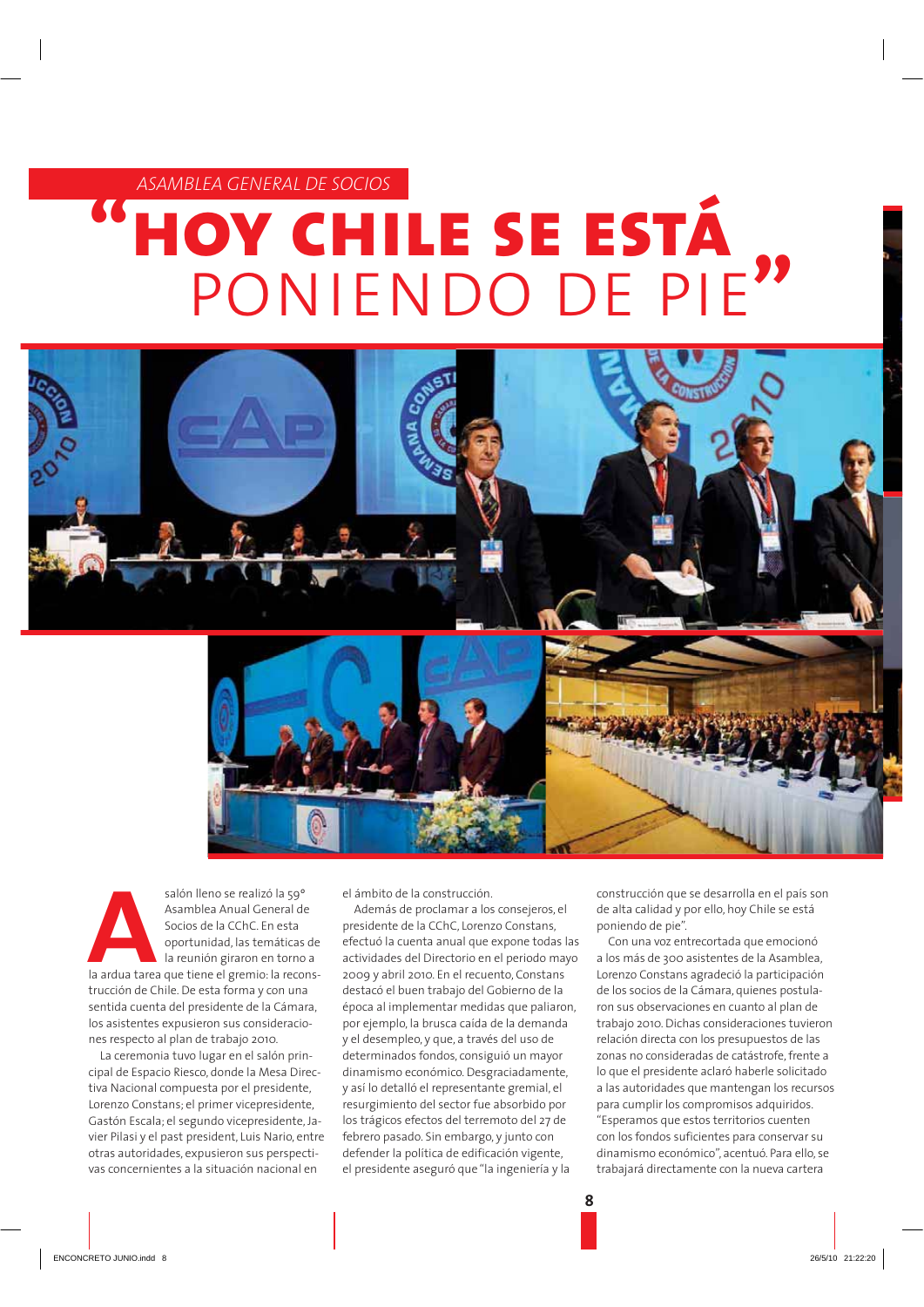*ASAMBLEA GENERAL DE SOCIOS*

# "HOY CHILE SE ESTÁ PONIENDO DE PIE"

A salón lleno se realizó la 59° Asamblea Anual General de Socios de la CChC. En esta oportunidad, las temáticas de la reunión giraron en torno a la ardua tarea que tiene el gremio: la reconstrucción de Chile. De esta forma y con una sentida cuenta del presidente de la Cámara, los asistentes expusieron sus consideraciones respecto al plan de trabajo 2010.

La ceremonia tuvo lugar en el salón principal de Espacio Riesco, donde la Mesa Directiva Nacional compuesta por el presidente, Lorenzo Constans; el primer vicepresidente, Gastón Escala; el segundo vicepresidente, Javier Pilasi y el past president, Luis Nario, entre otras autoridades, expusieron sus perspectivas concernientes a la situación nacional en el ámbito de la construcción.

Además de proclamar a los consejeros, el presidente de la CChC, Lorenzo Constans, efectuó la cuenta anual que expone todas las actividades del Directorio en el periodo mayo 2009 y abril 2010. En el recuento, Constans destacó el buen trabajo del Gobierno de la época al implementar medidas que paliaron, por ejemplo, la brusca caída de la demanda y el desempleo, y que, a través del uso de determinados fondos, consiguió un mayor dinamismo económico. Desgraciadamente, y así lo detalló el representante gremial, el resurgimiento del sector fue absorbido por los trágicos efectos del terremoto del 27 de febrero pasado. Sin embargo, y junto con defender la política de edificación vigente, el presidente aseguró que "la ingeniería y la construcción que se desarrolla en el país son de alta calidad y por ello, hoy Chile se está poniendo de pie".

Con una voz entrecortada que emocionó a los más de 300 asistentes de la Asamblea, Lorenzo Constans agradeció la participación de los socios de la Cámara, quienes postularon sus observaciones en cuanto al plan de trabajo 2010. Dichas consideraciones tuvieron relación directa con los presupuestos de las zonas no consideradas de catástrofe, frente a lo que el presidente aclaró haberle solicitado a las autoridades que mantengan los recursos para cumplir los compromisos adquiridos. "Esperamos que estos territorios cuenten con los fondos suficientes para conservar su dinamismo económico", acentuó. Para ello, se trabajará directamente con la nueva cartera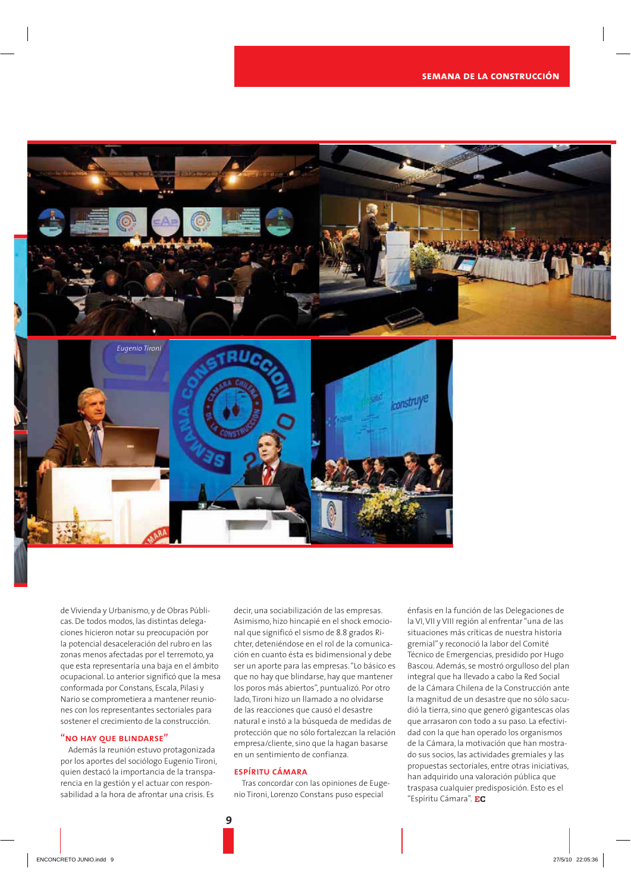Eugenio Tironi

de Vivienda y Urbanismo, y de Obras Públicas. De todos modos, las distintas delegaciones hicieron notar su preocupación por la potencial desaceleración del rubro en las zonas menos afectadas por el terremoto, ya que esta representaría una baja en el ámbito ocupacional. Lo anterior significó que la mesa conformada por Constans, Escala, Pilasi y Nario se comprometiera a mantener reuniones con los representantes sectoriales para sostener el crecimiento de la construcción.

### "NO HAY QUE BLINDARSE"

Además la reunión estuvo protagonizada por los aportes del sociólogo Eugenio Tironi, quien destacó la importancia de la transparencia en la gestión y el actuar con responsabilidad a la hora de afrontar una crisis. Es decir, una sociabilización de las empresas. Asimismo, hizo hincapié en el shock emocional que significó el sismo de 8.8 grados Richter, deteniéndose en el rol de la comunicación en cuanto ésta es bidimensional y debe ser un aporte para las empresas. "Lo básico es que no hay que blindarse, hay que mantener los poros más abiertos", puntualizó. Por otro lado, Tironi hizo un llamado a no olvidarse de las reacciones que causó el desastre natural e instó a la búsqueda de medidas de protección que no sólo fortalezcan la relación empresa/cliente, sino que la hagan basarse en un sentimiento de confianza.

### ESPÍRITU CÁMARA

Tras concordar con las opiniones de Eugenio Tironi, Lorenzo Constans puso especial énfasis en la función de las Delegaciones de la VI, VII y VIII región al enfrentar "una de las situaciones más críticas de nuestra historia gremial" y reconoció la labor del Comité Técnico de Emergencias, presidido por Hugo Bascou. Además, se mostró orgulloso del plan integral que ha llevado a cabo la Red Social de la Cámara Chilena de la Construcción ante la magnitud de un desastre que no sólo sacudió la tierra, sino que generó gigantescas olas que arrasaron con todo a su paso. La efectividad con la que han operado los organismos de la Cámara, la motivación que han mostrado sus socios, las actividades gremiales y las propuestas sectoriales, entre otras iniciativas, han adquirido una valoración pública que traspasa cualquier predisposición. Esto es el "Espíritu Cámara". **EC**